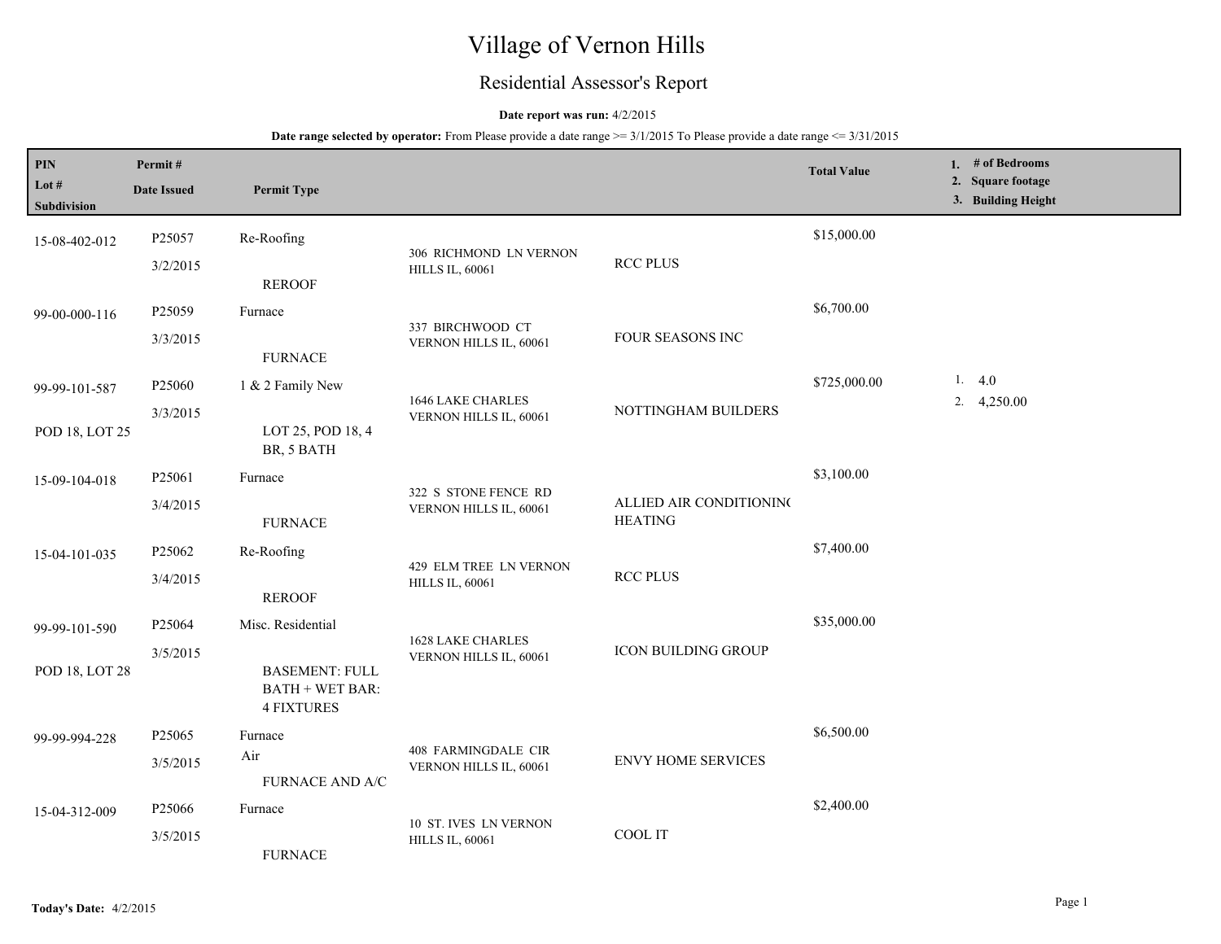# Village of Vernon Hills

## Residential Assessor's Report

**Date report was run:** 4/2/2015

**Date range selected by operator:** From Please provide a date range >= 3/1/2015 To Please provide a date range <= 3/31/2015

| PIN / Lot # / Subdivision | Permit # / Date Issued | Permit Type | Address | Contractor | Total Value | 1. # of Bedrooms 2. Square footage 3. Building Height |
|---|---|---|---|---|---|---|
| 15-08-402-012 | P25057 3/2/2015 | Re-Roofing REROOF | 306 RICHMOND LN VERNON HILLS IL, 60061 | RCC PLUS | $15,000.00 | |
| 99-00-000-116 | P25059 3/3/2015 | Furnace FURNACE | 337 BIRCHWOOD CT VERNON HILLS IL, 60061 | FOUR SEASONS INC | $6,700.00 | |
| 99-99-101-587 POD 18, LOT 25 | P25060 3/3/2015 | 1 & 2 Family New LOT 25, POD 18, 4 BR, 5 BATH | 1646 LAKE CHARLES VERNON HILLS IL, 60061 | NOTTINGHAM BUILDERS | $725,000.00 | 1. 4.0 2. 4,250.00 |
| 15-09-104-018 | P25061 3/4/2015 | Furnace FURNACE | 322 S STONE FENCE RD VERNON HILLS IL, 60061 | ALLIED AIR CONDITIONIN( HEATING | $3,100.00 | |
| 15-04-101-035 | P25062 3/4/2015 | Re-Roofing REROOF | 429 ELM TREE LN VERNON HILLS IL, 60061 | RCC PLUS | $7,400.00 | |
| 99-99-101-590 POD 18, LOT 28 | P25064 3/5/2015 | Misc. Residential BASEMENT: FULL BATH + WET BAR: 4 FIXTURES | 1628 LAKE CHARLES VERNON HILLS IL, 60061 | ICON BUILDING GROUP | $35,000.00 | |
| 99-99-994-228 | P25065 3/5/2015 | Furnace Air FURNACE AND A/C | 408 FARMINGDALE CIR VERNON HILLS IL, 60061 | ENVY HOME SERVICES | $6,500.00 | |
| 15-04-312-009 | P25066 3/5/2015 | Furnace FURNACE | 10 ST. IVES LN VERNON HILLS IL, 60061 | COOL IT | $2,400.00 | |

**Today's Date:** 4/2/2015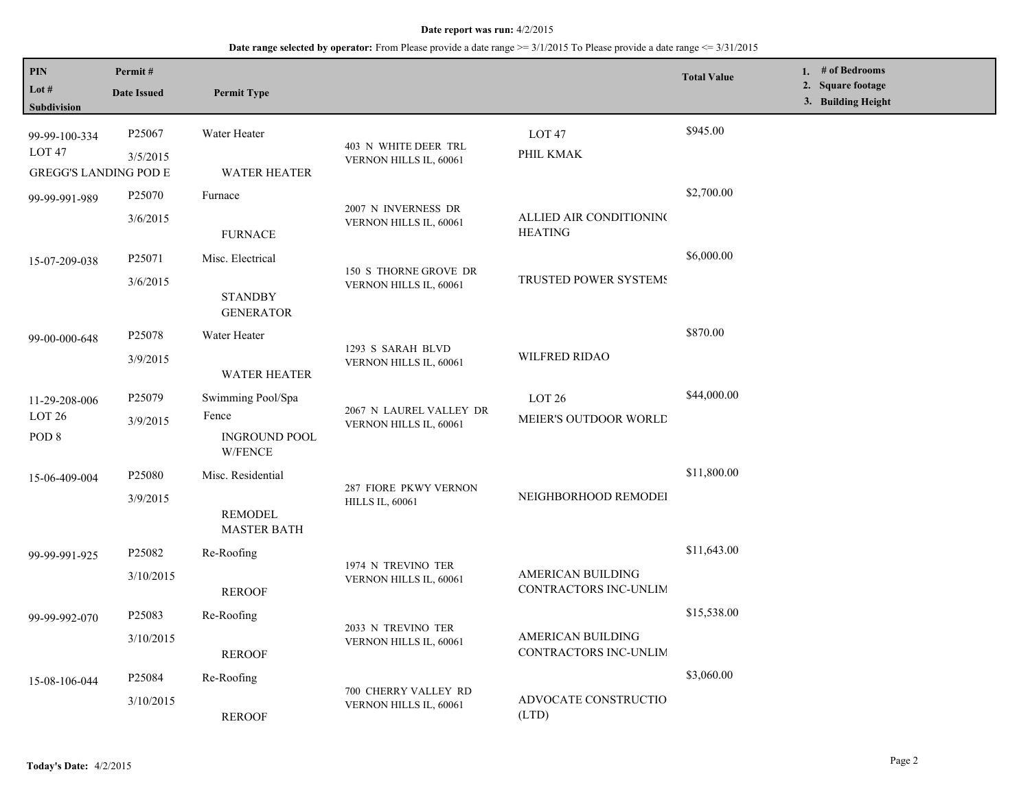**Date report was run:** 4/2/2015

**Date range selected by operator:** From Please provide a date range >= 3/1/2015 To Please provide a date range <= 3/31/2015

| PIN / Lot # / Subdivision | Permit # / Date Issued | Permit Type | | | Total Value | 1. # of Bedrooms 2. Square footage 3. Building Height |
|---|---|---|---|---|---|---|
| 99-99-100-334 LOT 47 GREGG'S LANDING POD E | P25067 3/5/2015 | Water Heater WATER HEATER | 403 N WHITE DEER TRL VERNON HILLS IL, 60061 | LOT 47 PHIL KMAK | $945.00 | |
| 99-99-991-989 | P25070 3/6/2015 | Furnace FURNACE | 2007 N INVERNESS DR VERNON HILLS IL, 60061 | ALLIED AIR CONDITIONIN( HEATING | $2,700.00 | |
| 15-07-209-038 | P25071 3/6/2015 | Misc. Electrical STANDBY GENERATOR | 150 S THORNE GROVE DR VERNON HILLS IL, 60061 | TRUSTED POWER SYSTEMS | $6,000.00 | |
| 99-00-000-648 | P25078 3/9/2015 | Water Heater WATER HEATER | 1293 S SARAH BLVD VERNON HILLS IL, 60061 | WILFRED RIDAO | $870.00 | |
| 11-29-208-006 LOT 26 POD 8 | P25079 3/9/2015 | Swimming Pool/Spa Fence INGROUND POOL W/FENCE | 2067 N LAUREL VALLEY DR VERNON HILLS IL, 60061 | LOT 26 MEIER'S OUTDOOR WORLD | $44,000.00 | |
| 15-06-409-004 | P25080 3/9/2015 | Misc. Residential REMODEL MASTER BATH | 287 FIORE PKWY VERNON HILLS IL, 60061 | NEIGHBORHOOD REMODEI | $11,800.00 | |
| 99-99-991-925 | P25082 3/10/2015 | Re-Roofing REROOF | 1974 N TREVINO TER VERNON HILLS IL, 60061 | AMERICAN BUILDING CONTRACTORS INC-UNLIM | $11,643.00 | |
| 99-99-992-070 | P25083 3/10/2015 | Re-Roofing REROOF | 2033 N TREVINO TER VERNON HILLS IL, 60061 | AMERICAN BUILDING CONTRACTORS INC-UNLIM | $15,538.00 | |
| 15-08-106-044 | P25084 3/10/2015 | Re-Roofing REROOF | 700 CHERRY VALLEY RD VERNON HILLS IL, 60061 | ADVOCATE CONSTRUCTIO (LTD) | $3,060.00 | |

**Today's Date:** 4/2/2015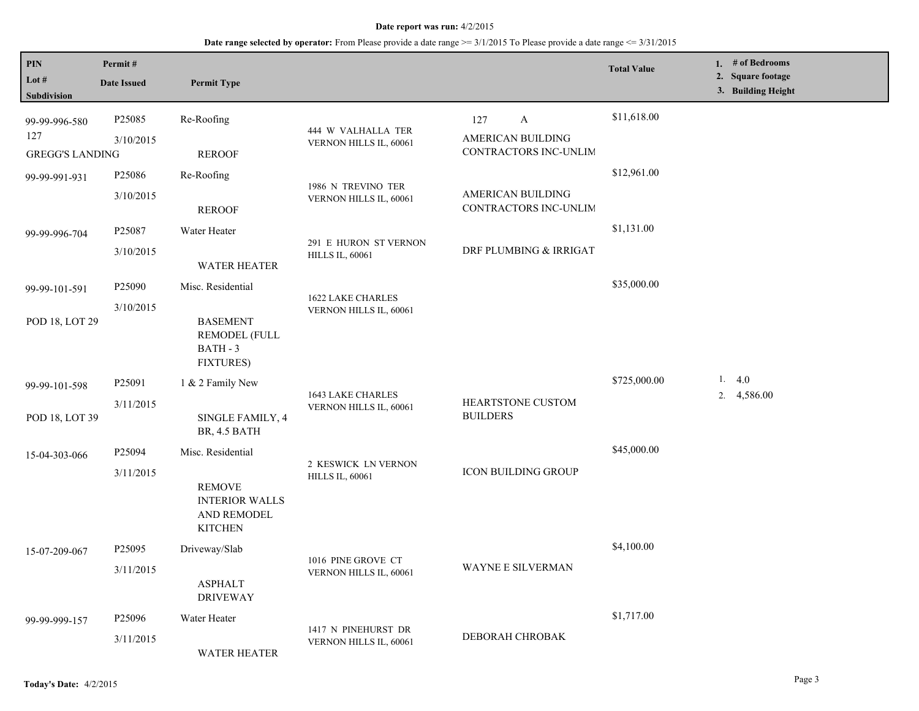**Date report was run:** 4/2/2015

**Date range selected by operator:** From Please provide a date range >= 3/1/2015 To Please provide a date range <= 3/31/2015

| PIN<br>Lot #<br>Subdivision | Permit #<br>Date Issued | Permit Type | | | Total Value | 1. # of Bedrooms<br>2. Square footage<br>3. Building Height |
|---|---|---|---|---|---|---|
| 99-99-996-580<br>127<br>GREGG'S LANDING | P25085<br>3/10/2015 | Re-Roofing<br>REROOF | 444 W VALHALLA TER VERNON HILLS IL, 60061 | 127 A<br>AMERICAN BUILDING CONTRACTORS INC-UNLIM | $11,618.00 | |
| 99-99-991-931 | P25086<br>3/10/2015 | Re-Roofing<br>REROOF | 1986 N TREVINO TER VERNON HILLS IL, 60061 | AMERICAN BUILDING CONTRACTORS INC-UNLIM | $12,961.00 | |
| 99-99-996-704 | P25087<br>3/10/2015 | Water Heater<br>WATER HEATER | 291 E HURON ST VERNON HILLS IL, 60061 | DRF PLUMBING & IRRIGAT | $1,131.00 | |
| 99-99-101-591<br>POD 18, LOT 29 | P25090<br>3/10/2015 | Misc. Residential<br>BASEMENT REMODEL (FULL BATH - 3 FIXTURES) | 1622 LAKE CHARLES VERNON HILLS IL, 60061 | | $35,000.00 | |
| 99-99-101-598<br>POD 18, LOT 39 | P25091<br>3/11/2015 | 1 & 2 Family New<br>SINGLE FAMILY, 4 BR, 4.5 BATH | 1643 LAKE CHARLES VERNON HILLS IL, 60061 | HEARTSTONE CUSTOM BUILDERS | $725,000.00 | 1. 4.0<br>2. 4,586.00 |
| 15-04-303-066 | P25094<br>3/11/2015 | Misc. Residential<br>REMOVE INTERIOR WALLS AND REMODEL KITCHEN | 2 KESWICK LN VERNON HILLS IL, 60061 | ICON BUILDING GROUP | $45,000.00 | |
| 15-07-209-067 | P25095<br>3/11/2015 | Driveway/Slab<br>ASPHALT DRIVEWAY | 1016 PINE GROVE CT VERNON HILLS IL, 60061 | WAYNE E SILVERMAN | $4,100.00 | |
| 99-99-999-157 | P25096<br>3/11/2015 | Water Heater<br>WATER HEATER | 1417 N PINEHURST DR VERNON HILLS IL, 60061 | DEBORAH CHROBAK | $1,717.00 | |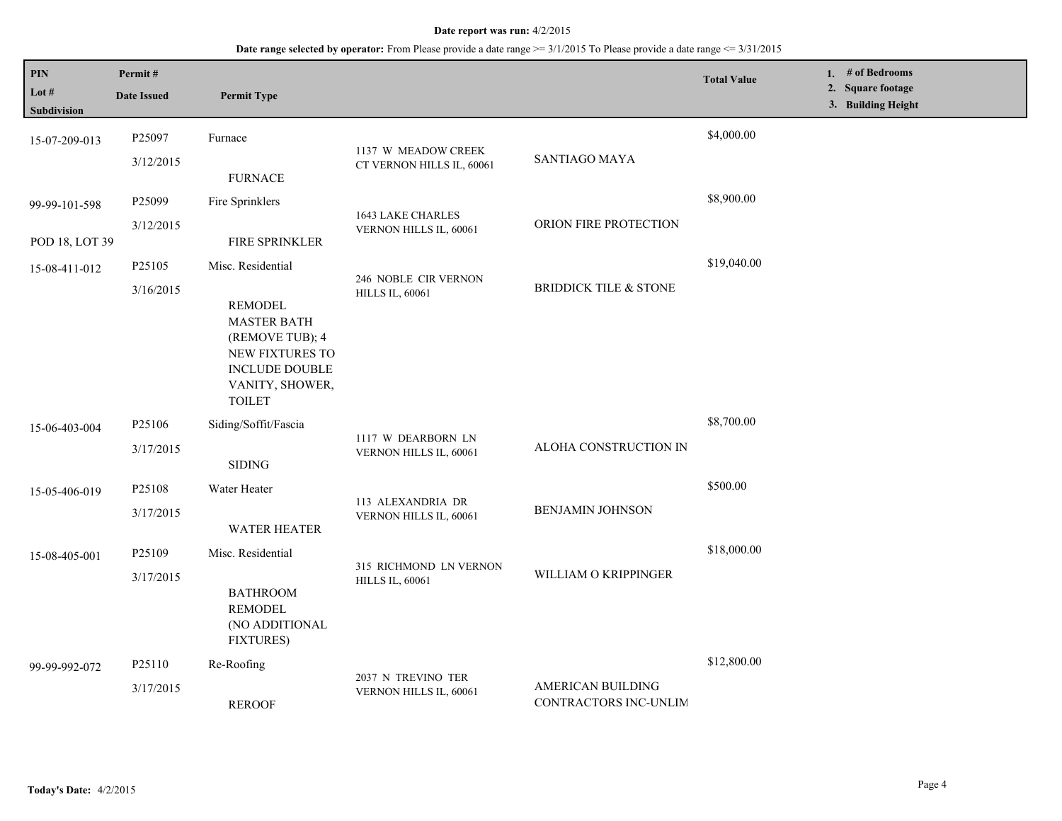**Date report was run:** 4/2/2015

**Date range selected by operator:** From Please provide a date range >= 3/1/2015 To Please provide a date range <= 3/31/2015

| PIN / Lot # / Subdivision | Permit # / Date Issued | Permit Type | | | Total Value | 1. # of Bedrooms 2. Square footage 3. Building Height |
|---|---|---|---|---|---|---|
| 15-07-209-013 | P25097 3/12/2015 | Furnace FURNACE | 1137 W MEADOW CREEK CT VERNON HILLS IL, 60061 | SANTIAGO MAYA | $4,000.00 | |
| 99-99-101-598 POD 18, LOT 39 | P25099 3/12/2015 | Fire Sprinklers FIRE SPRINKLER | 1643 LAKE CHARLES VERNON HILLS IL, 60061 | ORION FIRE PROTECTION | $8,900.00 | |
| 15-08-411-012 | P25105 3/16/2015 | Misc. Residential REMODEL MASTER BATH (REMOVE TUB); 4 NEW FIXTURES TO INCLUDE DOUBLE VANITY, SHOWER, TOILET | 246 NOBLE CIR VERNON HILLS IL, 60061 | BRIDDICK TILE & STONE | $19,040.00 | |
| 15-06-403-004 | P25106 3/17/2015 | Siding/Soffit/Fascia SIDING | 1117 W DEARBORN LN VERNON HILLS IL, 60061 | ALOHA CONSTRUCTION IN | $8,700.00 | |
| 15-05-406-019 | P25108 3/17/2015 | Water Heater WATER HEATER | 113 ALEXANDRIA DR VERNON HILLS IL, 60061 | BENJAMIN JOHNSON | $500.00 | |
| 15-08-405-001 | P25109 3/17/2015 | Misc. Residential BATHROOM REMODEL (NO ADDITIONAL FIXTURES) | 315 RICHMOND LN VERNON HILLS IL, 60061 | WILLIAM O KRIPPINGER | $18,000.00 | |
| 99-99-992-072 | P25110 3/17/2015 | Re-Roofing REROOF | 2037 N TREVINO TER VERNON HILLS IL, 60061 | AMERICAN BUILDING CONTRACTORS INC-UNLIM | $12,800.00 | |

**Today's Date:** 4/2/2015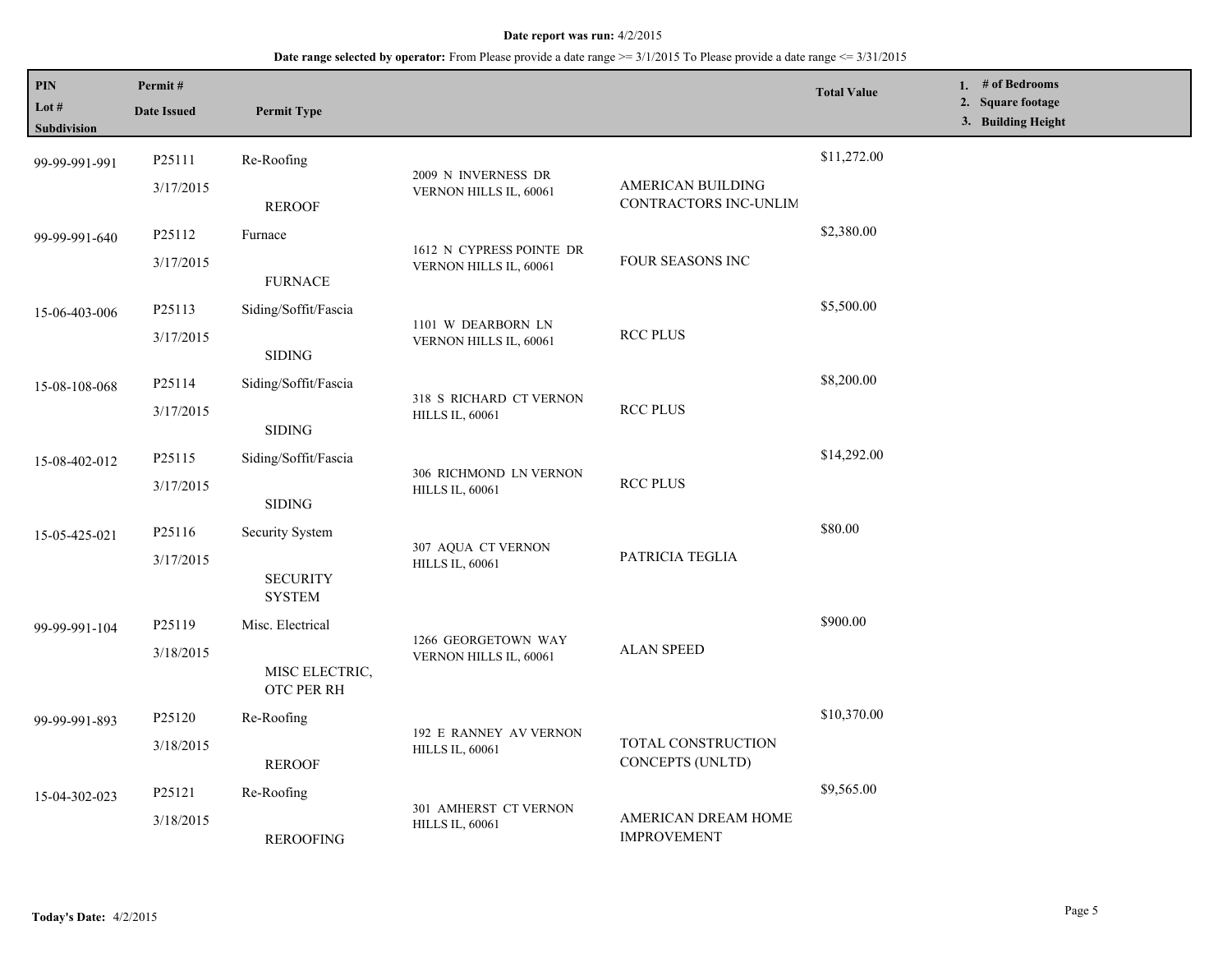**Date report was run:** 4/2/2015

**Date range selected by operator:** From Please provide a date range >= 3/1/2015 To Please provide a date range <= 3/31/2015

| PIN<br>Lot #<br>Subdivision | Permit #<br>Date Issued | Permit Type | | | Total Value | 1. # of Bedrooms<br>2. Square footage<br>3. Building Height |
|---|---|---|---|---|---|---|
| 99-99-991-991 | P25111<br>3/17/2015 | Re-Roofing<br>REROOF | 2009 N INVERNESS DR VERNON HILLS IL, 60061 | AMERICAN BUILDING CONTRACTORS INC-UNLIM | $11,272.00 | |
| 99-99-991-640 | P25112<br>3/17/2015 | Furnace<br>FURNACE | 1612 N CYPRESS POINTE DR VERNON HILLS IL, 60061 | FOUR SEASONS INC | $2,380.00 | |
| 15-06-403-006 | P25113<br>3/17/2015 | Siding/Soffit/Fascia<br>SIDING | 1101 W DEARBORN LN VERNON HILLS IL, 60061 | RCC PLUS | $5,500.00 | |
| 15-08-108-068 | P25114<br>3/17/2015 | Siding/Soffit/Fascia<br>SIDING | 318 S RICHARD CT VERNON HILLS IL, 60061 | RCC PLUS | $8,200.00 | |
| 15-08-402-012 | P25115<br>3/17/2015 | Siding/Soffit/Fascia<br>SIDING | 306 RICHMOND LN VERNON HILLS IL, 60061 | RCC PLUS | $14,292.00 | |
| 15-05-425-021 | P25116<br>3/17/2015 | Security System<br>SECURITY SYSTEM | 307 AQUA CT VERNON HILLS IL, 60061 | PATRICIA TEGLIA | $80.00 | |
| 99-99-991-104 | P25119<br>3/18/2015 | Misc. Electrical<br>MISC ELECTRIC, OTC PER RH | 1266 GEORGETOWN WAY VERNON HILLS IL, 60061 | ALAN SPEED | $900.00 | |
| 99-99-991-893 | P25120<br>3/18/2015 | Re-Roofing<br>REROOF | 192 E RANNEY AV VERNON HILLS IL, 60061 | TOTAL CONSTRUCTION CONCEPTS (UNLTD) | $10,370.00 | |
| 15-04-302-023 | P25121<br>3/18/2015 | Re-Roofing<br>REROOFING | 301 AMHERST CT VERNON HILLS IL, 60061 | AMERICAN DREAM HOME IMPROVEMENT | $9,565.00 | |

**Today's Date:** 4/2/2015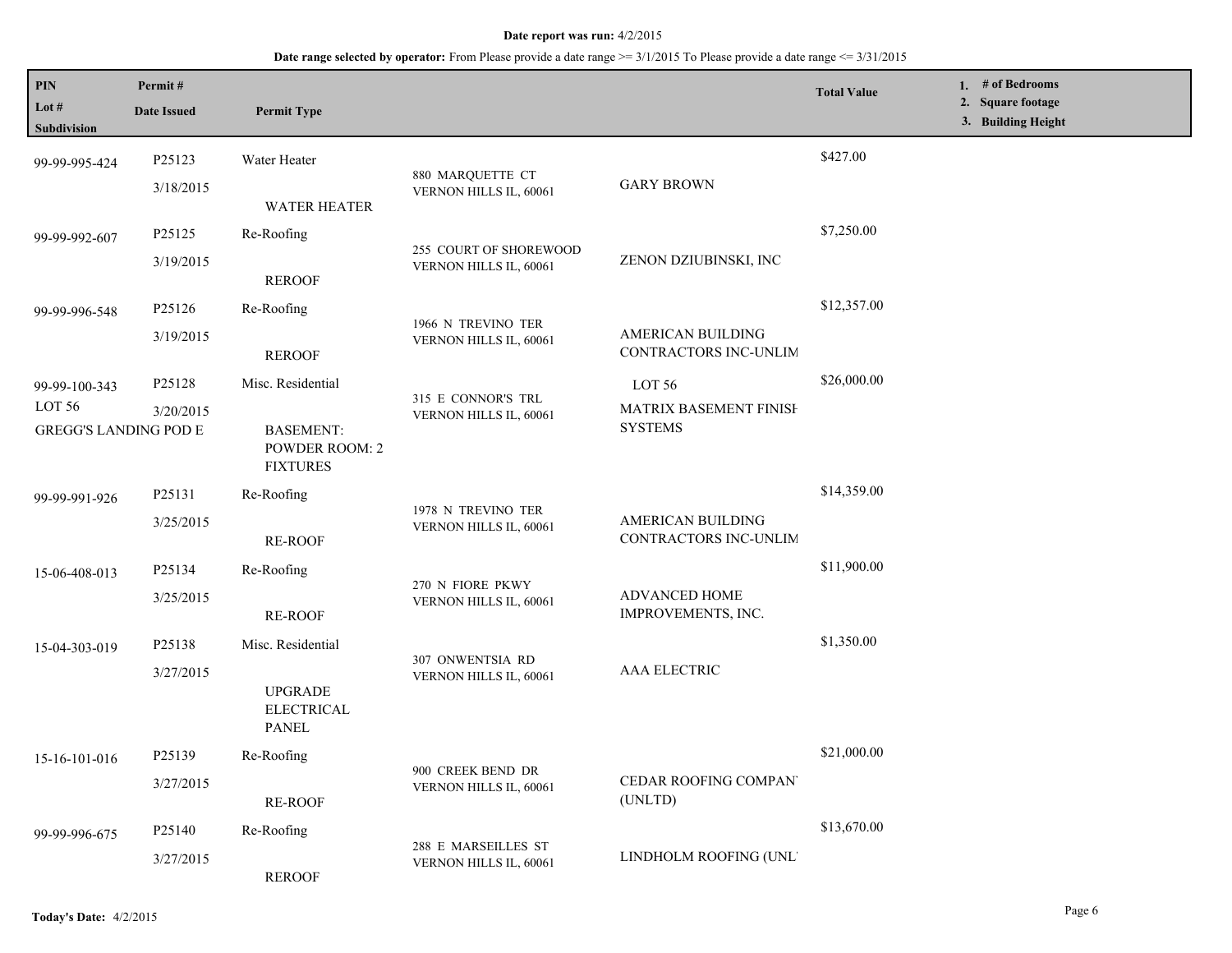**Date report was run:** 4/2/2015

**Date range selected by operator:** From Please provide a date range >= 3/1/2015 To Please provide a date range <= 3/31/2015

| PIN / Lot # / Subdivision | Permit # / Date Issued | Permit Type | | | Total Value | 1. # of Bedrooms 2. Square footage 3. Building Height |
|---|---|---|---|---|---|---|
| 99-99-995-424 | P25123 3/18/2015 | Water Heater WATER HEATER | 880 MARQUETTE CT VERNON HILLS IL, 60061 | GARY BROWN | $427.00 | |
| 99-99-992-607 | P25125 3/19/2015 | Re-Roofing REROOF | 255 COURT OF SHOREWOOD VERNON HILLS IL, 60061 | ZENON DZIUBINSKI, INC | $7,250.00 | |
| 99-99-996-548 | P25126 3/19/2015 | Re-Roofing REROOF | 1966 N TREVINO TER VERNON HILLS IL, 60061 | AMERICAN BUILDING CONTRACTORS INC-UNLIM | $12,357.00 | |
| 99-99-100-343 LOT 56 GREGG'S LANDING POD E | P25128 3/20/2015 | Misc. Residential BASEMENT: POWDER ROOM: 2 FIXTURES | 315 E CONNOR'S TRL VERNON HILLS IL, 60061 | LOT 56 MATRIX BASEMENT FINISH SYSTEMS | $26,000.00 | |
| 99-99-991-926 | P25131 3/25/2015 | Re-Roofing RE-ROOF | 1978 N TREVINO TER VERNON HILLS IL, 60061 | AMERICAN BUILDING CONTRACTORS INC-UNLIM | $14,359.00 | |
| 15-06-408-013 | P25134 3/25/2015 | Re-Roofing RE-ROOF | 270 N FIORE PKWY VERNON HILLS IL, 60061 | ADVANCED HOME IMPROVEMENTS, INC. | $11,900.00 | |
| 15-04-303-019 | P25138 3/27/2015 | Misc. Residential UPGRADE ELECTRICAL PANEL | 307 ONWENTSIA RD VERNON HILLS IL, 60061 | AAA ELECTRIC | $1,350.00 | |
| 15-16-101-016 | P25139 3/27/2015 | Re-Roofing RE-ROOF | 900 CREEK BEND DR VERNON HILLS IL, 60061 | CEDAR ROOFING COMPANY (UNLTD) | $21,000.00 | |
| 99-99-996-675 | P25140 3/27/2015 | Re-Roofing REROOF | 288 E MARSEILLES ST VERNON HILLS IL, 60061 | LINDHOLM ROOFING (UNL' | $13,670.00 | |

**Today's Date:** 4/2/2015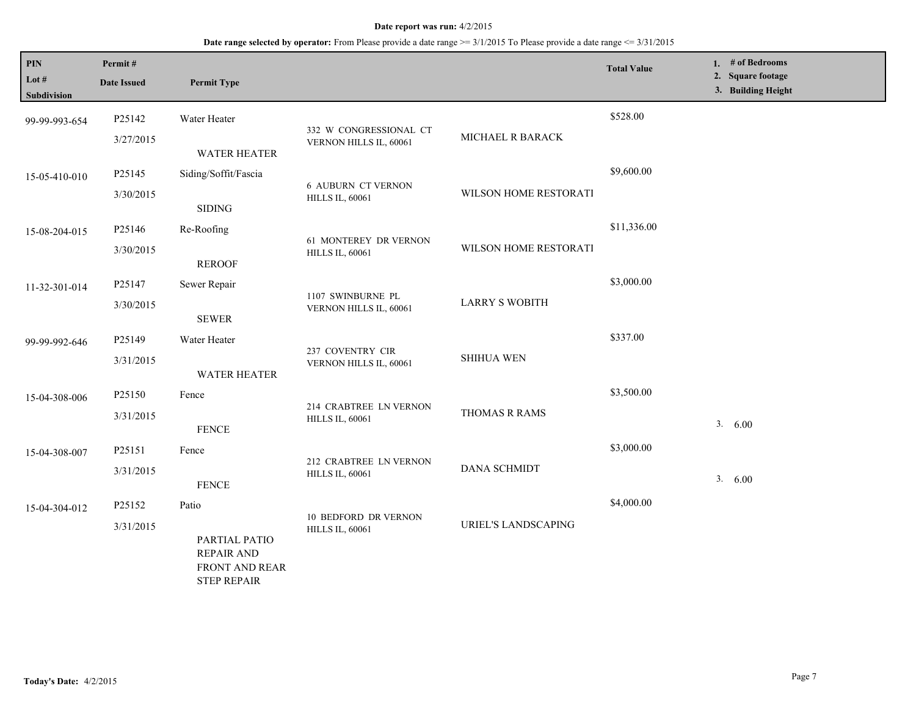**Date report was run:** 4/2/2015

**Date range selected by operator:** From Please provide a date range >= 3/1/2015 To Please provide a date range <= 3/31/2015

| PIN<br>Lot #<br>Subdivision | Permit #<br>Date Issued | Permit Type | | | Total Value | 1. # of Bedrooms<br>2. Square footage<br>3. Building Height |
|---|---|---|---|---|---|---|
| 99-99-993-654 | P25142<br>3/27/2015 | Water Heater<br>WATER HEATER | 332 W CONGRESSIONAL CT VERNON HILLS IL, 60061 | MICHAEL R BARACK | $528.00 | |
| 15-05-410-010 | P25145<br>3/30/2015 | Siding/Soffit/Fascia<br>SIDING | 6 AUBURN CT VERNON HILLS IL, 60061 | WILSON HOME RESTORATI | $9,600.00 | |
| 15-08-204-015 | P25146<br>3/30/2015 | Re-Roofing<br>REROOF | 61 MONTEREY DR VERNON HILLS IL, 60061 | WILSON HOME RESTORATI | $11,336.00 | |
| 11-32-301-014 | P25147<br>3/30/2015 | Sewer Repair<br>SEWER | 1107 SWINBURNE PL VERNON HILLS IL, 60061 | LARRY S WOBITH | $3,000.00 | |
| 99-99-992-646 | P25149<br>3/31/2015 | Water Heater<br>WATER HEATER | 237 COVENTRY CIR VERNON HILLS IL, 60061 | SHIHUA WEN | $337.00 | |
| 15-04-308-006 | P25150<br>3/31/2015 | Fence<br>FENCE | 214 CRABTREE LN VERNON HILLS IL, 60061 | THOMAS R RAMS | $3,500.00 | 3. 6.00 |
| 15-04-308-007 | P25151<br>3/31/2015 | Fence<br>FENCE | 212 CRABTREE LN VERNON HILLS IL, 60061 | DANA SCHMIDT | $3,000.00 | 3. 6.00 |
| 15-04-304-012 | P25152<br>3/31/2015 | Patio<br>PARTIAL PATIO REPAIR AND FRONT AND REAR STEP REPAIR | 10 BEDFORD DR VERNON HILLS IL, 60061 | URIEL'S LANDSCAPING | $4,000.00 | |

**Today's Date:** 4/2/2015